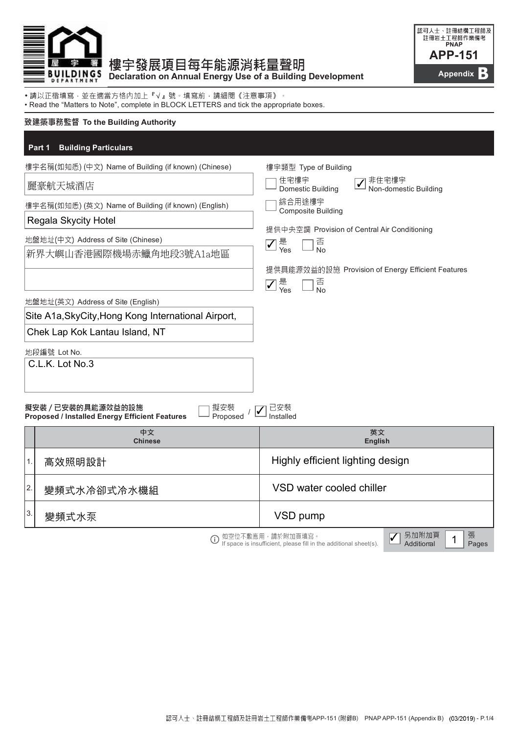認可人士、註冊結構工程師及註冊岩土工程師作業備考
PNAP
**APP-151**
Appendix **B**

# 樓宇發展項目每年能源消耗量聲明
## Declaration on Annual Energy Use of a Building Development

• 請以正楷填寫，並在適當方格內加上『√』號。填寫前，請細閱《注意事項》。
• Read the "Matters to Note", complete in BLOCK LETTERS and tick the appropriate boxes.

**致建築事務監督 To the Building Authority**

## Part 1 Building Particulars

樓宇名稱(如知悉) (中文) Name of Building (if known) (Chinese)
麗豪航天城酒店

樓宇名稱(如知悉) (英文) Name of Building (if known) (English)
Regala Skycity Hotel

地盤地址(中文) Address of Site (Chinese)
新界大嶼山香港國際機場赤鱲角地段3號A1a地區

地盤地址(英文) Address of Site (English)
Site A1a,SkyCity,Hong Kong International Airport,
Chek Lap Kok Lantau Island, NT

地段編號 Lot No.
C.L.K. Lot No.3

樓宇類型 Type of Building
☐ 住宅樓宇 Domestic Building
☑ 非住宅樓宇 Non-domestic Building
☐ 綜合用途樓宇 Composite Building

提供中央空調 Provision of Central Air Conditioning
☑ 是 Yes ☐ 否 No

提供具能源效益的設施 Provision of Energy Efficient Features
☑ 是 Yes ☐ 否 No

**擬安裝 / 已安裝的具能源效益的設施**
**Proposed / Installed Energy Efficient Features**
☐ 擬安裝 Proposed / ☑ 已安裝 Installed

| | 中文 Chinese | 英文 English |
|---|---|---|
| 1. | 高效照明設計 | Highly efficient lighting design |
| 2. | 變頻式水冷卻式冷水機組 | VSD water cooled chiller |
| 3. | 變頻式水泵 | VSD pump |

ⓘ 如空位不敷應用，請於附加頁填寫。
If space is insufficient, please fill in the additional sheet(s).

☑ 另加附加頁 Additional 1 張 Pages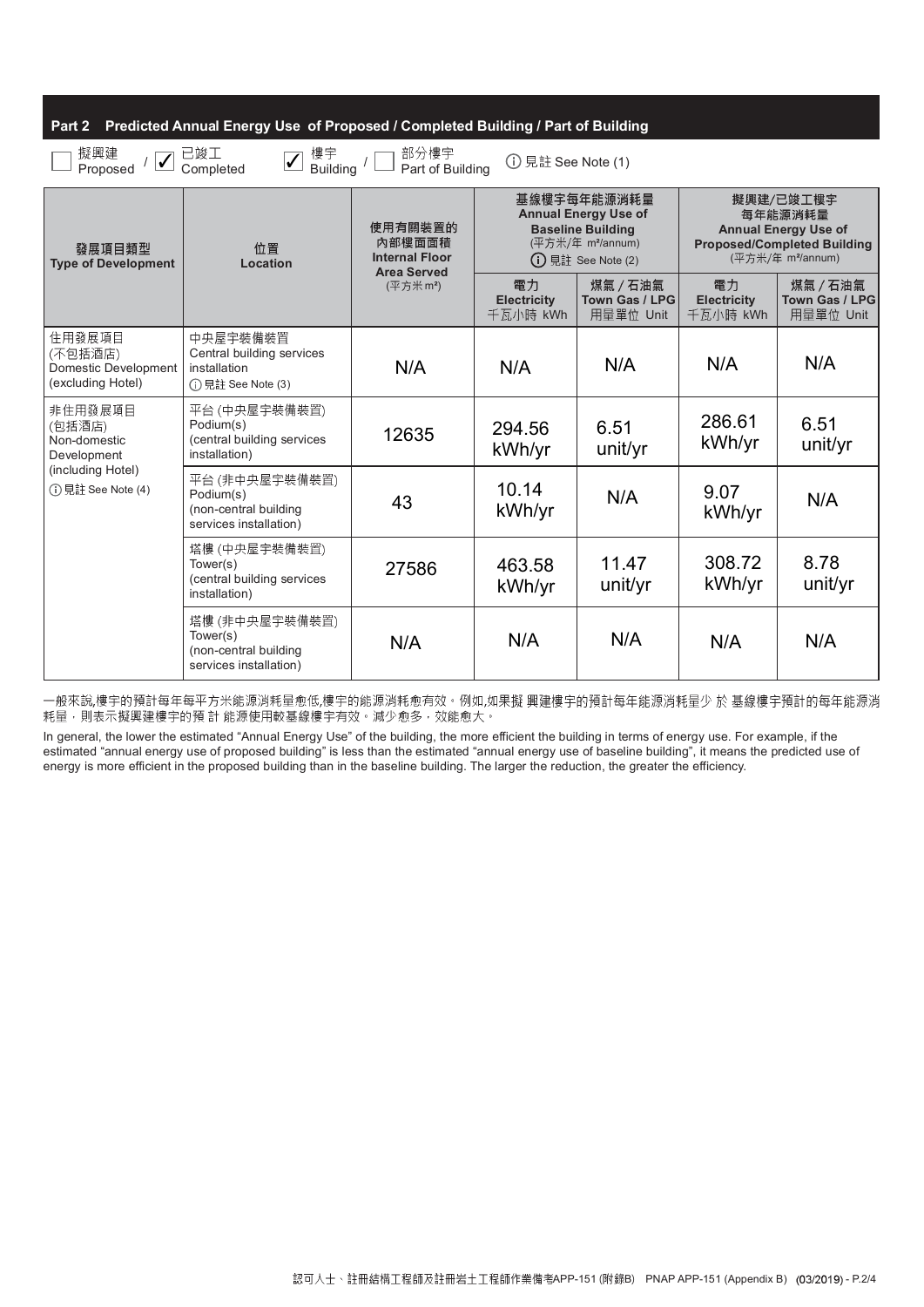## Part 2 Predicted Annual Energy Use of Proposed / Completed Building / Part of Building

☐ 擬興建 Proposed / ☑ 已竣工 Completed  ☑ 樓宇 Building / ☐ 部分樓宇 Part of Building  ⓘ 見註 See Note (1)

| 發展項目類型 Type of Development | 位置 Location | 使用有關裝置的內部樓面面積 Internal Floor Area Served (平方米 m²) | 基線樓宇每年能源消耗量 Annual Energy Use of Baseline Building (平方米/年 m²/annum) ⓘ 見註 See Note (2) | | 擬興建/已竣工樓宇每年能源消耗量 Annual Energy Use of Proposed/Completed Building (平方米/年 m²/annum) | |
|---|---|---|---|---|---|---|
| | | | 電力 Electricity 千瓦小時 kWh | 煤氣 / 石油氣 Town Gas / LPG 用量單位 Unit | 電力 Electricity 千瓦小時 kWh | 煤氣 / 石油氣 Town Gas / LPG 用量單位 Unit |
| 住用發展項目 (不包括酒店) Domestic Development (excluding Hotel) | 中央屋宇裝備裝置 Central building services installation ⓘ 見註 See Note (3) | N/A | N/A | N/A | N/A | N/A |
| 非住用發展項目 (包括酒店) Non-domestic Development (including Hotel) ⓘ 見註 See Note (4) | 平台 (中央屋宇裝備裝置) Podium(s) (central building services installation) | 12635 | 294.56 kWh/yr | 6.51 unit/yr | 286.61 kWh/yr | 6.51 unit/yr |
| | 平台 (非中央屋宇裝備裝置) Podium(s) (non-central building services installation) | 43 | 10.14 kWh/yr | N/A | 9.07 kWh/yr | N/A |
| | 塔樓 (中央屋宇裝備裝置) Tower(s) (central building services installation) | 27586 | 463.58 kWh/yr | 11.47 unit/yr | 308.72 kWh/yr | 8.78 unit/yr |
| | 塔樓 (非中央屋宇裝備裝置) Tower(s) (non-central building services installation) | N/A | N/A | N/A | N/A | N/A |

一般來說,樓宇的預計每年每平方米能源消耗量愈低,樓宇的能源消耗愈有效。例如,如果擬 興建樓宇的預計每年能源消耗量少 於 基線樓宇預計的每年能源消耗量，則表示擬興建樓宇的預 計 能源使用較基線樓宇有效。減少愈多，效能愈大。

In general, the lower the estimated "Annual Energy Use" of the building, the more efficient the building in terms of energy use. For example, if the estimated "annual energy use of proposed building" is less than the estimated "annual energy use of baseline building", it means the predicted use of energy is more efficient in the proposed building than in the baseline building. The larger the reduction, the greater the efficiency.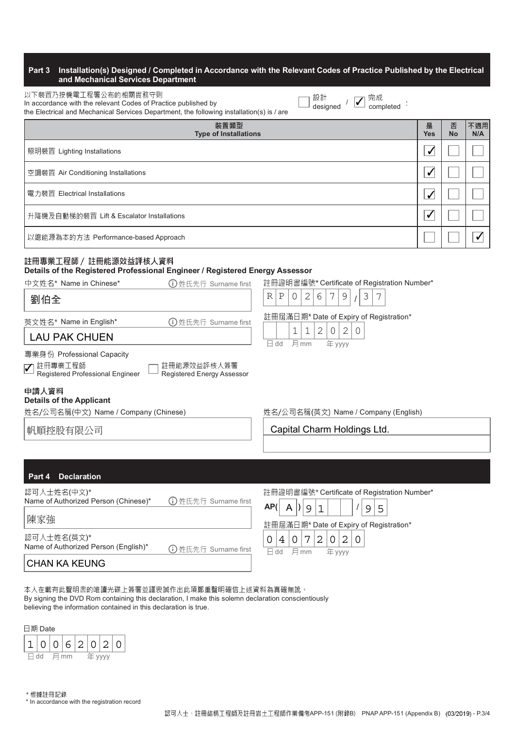## Part 3 Installation(s) Designed / Completed in Accordance with the Relevant Codes of Practice Published by the Electrical and Mechanical Services Department

以下裝置乃按機電工程署公布的相關實務守則
In accordance with the relevant Codes of Practice published by the Electrical and Mechanical Services Department, the following installation(s) is / are

☐ 設計 designed / ☑ 完成 completed :

| 裝置類型 Type of Installations | 是 Yes | 否 No | 不適用 N/A |
|---|---|---|---|
| 照明裝置 Lighting Installations | ☑ | ☐ | ☐ |
| 空調裝置 Air Conditioning Installations | ☑ | ☐ | ☐ |
| 電力裝置 Electrical Installations | ☑ | ☐ | ☐ |
| 升降機及自動梯的裝置 Lift & Escalator Installations | ☑ | ☐ | ☐ |
| 以總能源為本的方法 Performance-based Approach | ☐ | ☐ | ☑ |

### 註冊專業工程師 / 註冊能源效益評核人資料
### Details of the Registered Professional Engineer / Registered Energy Assessor

中文姓名* Name in Chinese* (姓氏先行 Surname first): 劉伯全

英文姓名* Name in English* (姓氏先行 Surname first): LAU PAK CHUEN

註冊證明書編號* Certificate of Registration Number*: RP02679 / 37

註冊屆滿日期* Date of Expiry of Registration* (日 dd 月 mm 年 yyyy): __ 11 2020

專業身份 Professional Capacity

☑ 註冊專業工程師 Registered Professional Engineer
☐ 註冊能源效益評核人簽署 Registered Energy Assessor

### 申請人資料
### Details of the Applicant

姓名/公司名稱(中文) Name / Company (Chinese): 帆順控股有限公司

姓名/公司名稱(英文) Name / Company (English): Capital Charm Holdings Ltd.

## Part 4 Declaration

認可人士姓名(中文)* Name of Authorized Person (Chinese)* (姓氏先行 Surname first): 陳家強

認可人士姓名(英文)* Name of Authorized Person (English)* (姓氏先行 Surname first): CHAN KA KEUNG

註冊證明書編號* Certificate of Registration Number*: AP( A ) 91 / 95

註冊屆滿日期* Date of Expiry of Registration* (日 dd 月 mm 年 yyyy): 04 07 2020

本人在載有此聲明書的唯讀光碟上簽署並謹衷誠作出此項鄭重聲明確信上述資料為真確無訛。
By signing the DVD Rom containing this declaration, I make this solemn declaration conscientiously believing the information contained in this declaration is true.

日期 Date (日 dd 月 mm 年 yyyy): 10 06 2020

\* 根據註冊記錄
\* In accordance with the registration record

認可人士、註冊結構工程師及註冊岩土工程師作業備考APP-151 (附錄B) PNAP APP-151 (Appendix B) (03/2019)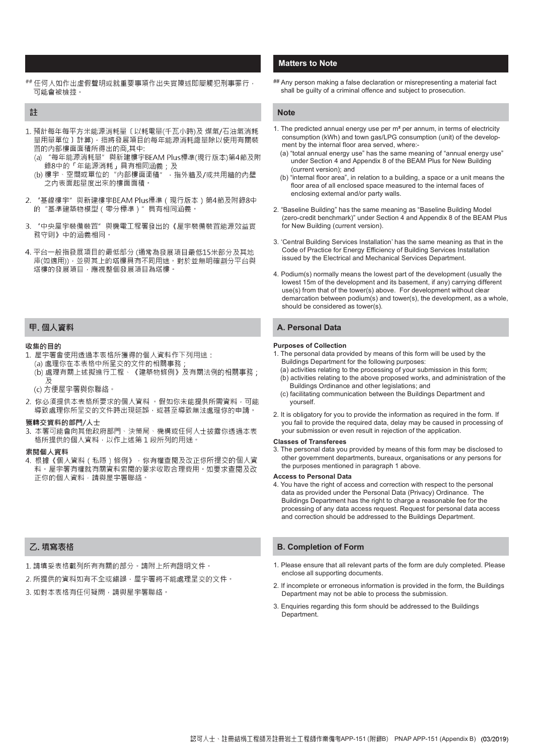## 注意事項

## Matters to Note

## 任何人如作出虛假聲明或就重要事項作出失實陳述即屬觸犯刑事罪行，可能會被檢控。

## Any person making a false declaration or misrepresenting a material fact shall be guilty of a criminal offence and subject to prosecution.

### 註

1. 預計每年每平方米能源消耗量〔以耗電量(千瓦小時)及 煤氣/石油氣消耗量用量單位〕計算)，指將發展項目的每年能源消耗總量除以使用有關裝置的內部樓面面積所得出的商,其中:
   (a) "每年能源消耗量"與新建樓宇BEAM Plus標準(現行版本)第4節及附錄8中的「年能源消耗」具有相同涵義；及
   (b) 樓宇、空間或單位的"內部樓面面積"，指外牆及/或共用牆的內壁之內表面起量度出來的樓面面積。

2. "基線樓宇"與新建樓宇BEAM Plus標準（現行版本）第4節及附錄8中的"基準建築物模型（零分標準）"具有相同涵義。

3. "中央屋宇裝備裝置"與機電工程署發出的《屋宇裝備裝置能源效益實務守則》中的涵義相同。

4. 平台一般指發展項目的最低部分 (通常為發展項目最低15米部分及其地庫(如適用))，並與其上的塔樓具有不同用途。對於並無明確劃分平台與塔樓的發展項目，應視整個發展項目為塔樓。

### Note

1. The predicted annual energy use per m² per annum, in terms of electricity consumption (kWh) and town gas/LPG consumption (unit) of the development by the internal floor area served, where:-
   (a) "total annual energy use" has the same meaning of "annual energy use" under Section 4 and Appendix 8 of the BEAM Plus for New Building (current version); and
   (b) "internal floor area", in relation to a building, a space or a unit means the floor area of all enclosed space measured to the internal faces of enclosing external and/or party walls.

2. "Baseline Building" has the same meaning as "Baseline Building Model (zero-credit benchmark)" under Section 4 and Appendix 8 of the BEAM Plus for New Building (current version).

3. 'Central Building Services Installation' has the same meaning as that in the Code of Practice for Energy Efficiency of Building Services Installation issued by the Electrical and Mechanical Services Department.

4. Podium(s) normally means the lowest part of the development (usually the lowest 15m of the development and its basement, if any) carrying different use(s) from that of the tower(s) above. For development without clear demarcation between podium(s) and tower(s), the development, as a whole, should be considered as tower(s).

### 甲. 個人資料

**收集的目的**

1. 屋宇署會使用透過本表格所獲得的個人資料作下列用途：
   (a) 處理你在本表格中所呈交的文件的相關事務；
   (b) 處理有關上述擬進行工程、《建築物條例》及有關法例的相關事務；及
   (c) 方便屋宇署與你聯絡。

2. 你必須提供本表格所要求的個人資料 。假如你未能提供所需資料，可能導致處理你所呈交的文件時出現延誤，或甚至導致無法處理你的申請。

**獲轉交資料的部門/人士**

3. 本署可能會向其他政府部門、決策局、機構或任何人士披露你透過本表格所提供的個人資料，以作上述第 1 段所列的用途。

**索閱個人資料**

4. 根據《個人資料（私隱）條例》，你有權查閱及改正你所提交的個人資料。屋宇署有權就有關資料索閱的要求收取合理費用。如要求查閱及改正你的個人資料，請與屋宇署聯絡。

### A. Personal Data

**Purposes of Collection**

1. The personal data provided by means of this form will be used by the Buildings Department for the following purposes:
   (a) activities relating to the processing of your submission in this form;
   (b) activities relating to the above proposed works, and administration of the Buildings Ordinance and other legislations; and
   (c) facilitating communication between the Buildings Department and yourself.

2. It is obligatory for you to provide the information as required in the form. If you fail to provide the required data, delay may be caused in processing of your submission or even result in rejection of the application.

**Classes of Transferees**

3. The personal data you provided by means of this form may be disclosed to other government departments, bureaux, organisations or any persons for the purposes mentioned in paragraph 1 above.

**Access to Personal Data**

4. You have the right of access and correction with respect to the personal data as provided under the Personal Data (Privacy) Ordinance. The Buildings Department has the right to charge a reasonable fee for the processing of any data access request. Request for personal data access and correction should be addressed to the Buildings Department.

### 乙. 填寫表格

1. 請填妥表格載列所有有關的部分。請附上所有證明文件。
2. 所提供的資料如有不全或錯誤，屋宇署將不能處理呈交的文件。
3. 如對本表格有任何疑問，請與屋宇署聯絡。

### B. Completion of Form

1. Please ensure that all relevant parts of the form are duly completed. Please enclose all supporting documents.
2. If incomplete or erroneous information is provided in the form, the Buildings Department may not be able to process the submission.
3. Enquiries regarding this form should be addressed to the Buildings Department.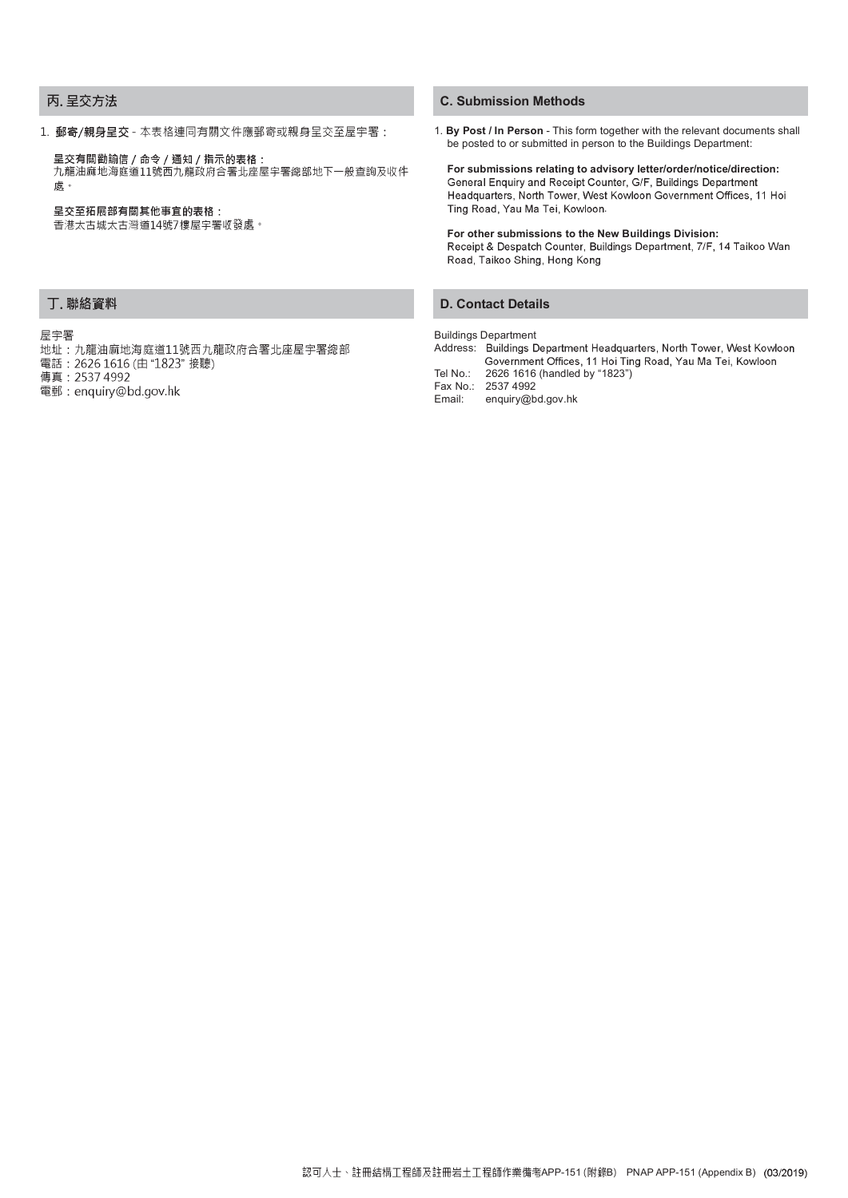## 丙. 呈交方法

1. **郵寄/親身呈交** - 本表格連同有關文件應郵寄或親身呈交至屋宇署：

**呈交有關勸諭信 / 命令 / 通知 / 指示的表格：**
九龍油麻地海庭道11號西九龍政府合署北座屋宇署總部地下一般查詢及收件處。

**呈交至拓展部有關其他事宜的表格：**
香港太古城太古灣道14號7樓屋宇署收發處。

## C. Submission Methods

1. **By Post / In Person** - This form together with the relevant documents shall be posted to or submitted in person to the Buildings Department:

**For submissions relating to advisory letter/order/notice/direction:**
General Enquiry and Receipt Counter, G/F, Buildings Department Headquarters, North Tower, West Kowloon Government Offices, 11 Hoi Ting Road, Yau Ma Tei, Kowloon.

**For other submissions to the New Buildings Division:**
Receipt & Despatch Counter, Buildings Department, 7/F, 14 Taikoo Wan Road, Taikoo Shing, Hong Kong

## 丁. 聯絡資料

屋宇署
地址：九龍油麻地海庭道11號西九龍政府合署北座屋宇署總部
電話：2626 1616 (由 "1823" 接聽)
傳真：2537 4992
電郵：enquiry@bd.gov.hk

## D. Contact Details

Buildings Department
Address: Buildings Department Headquarters, North Tower, West Kowloon Government Offices, 11 Hoi Ting Road, Yau Ma Tei, Kowloon
Tel No.: 2626 1616 (handled by "1823")
Fax No.: 2537 4992
Email: enquiry@bd.gov.hk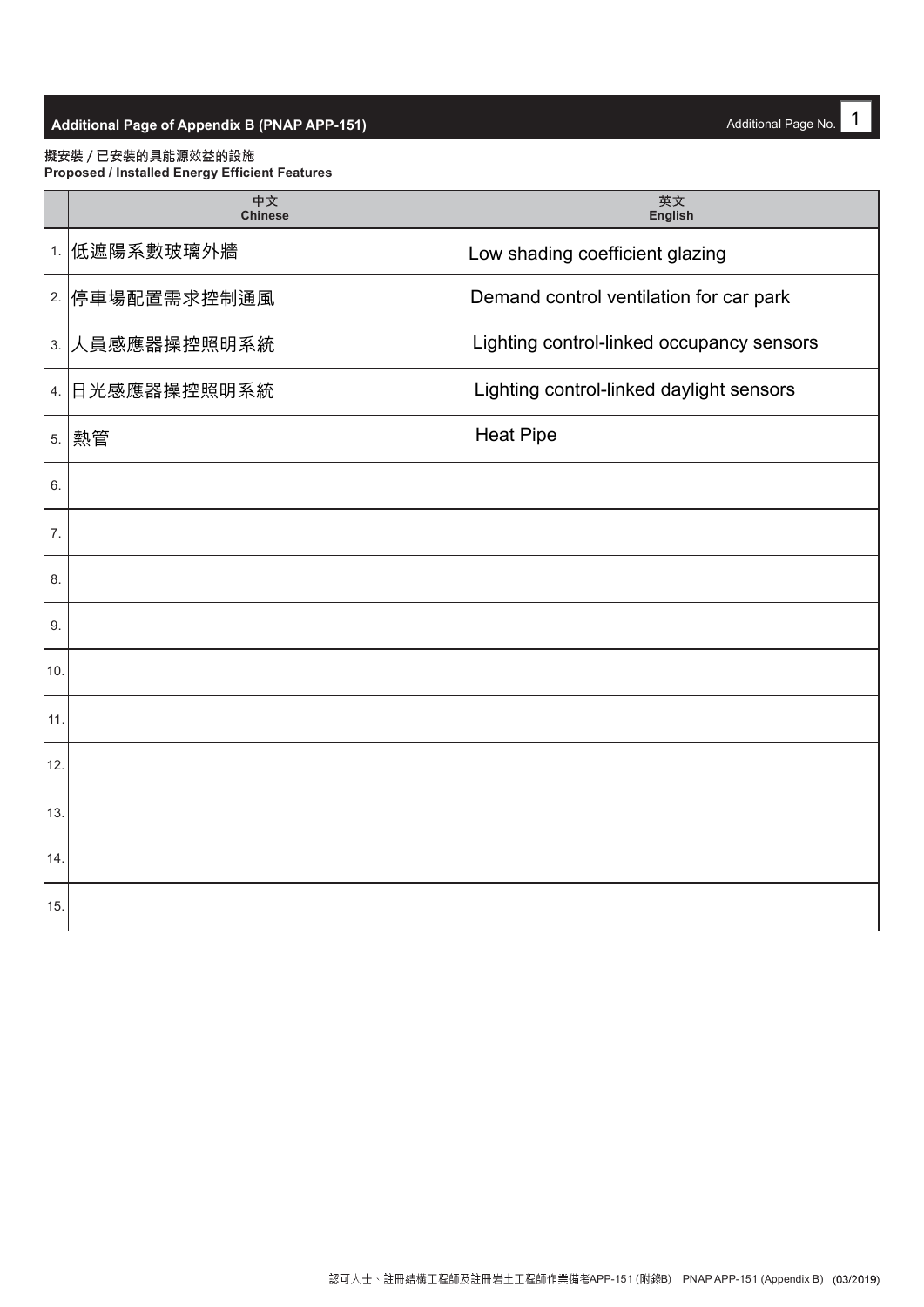## Additional Page of Appendix B (PNAP APP-151)

Additional Page No. 1

**擬安裝 / 已安裝的具能源效益的設施**
**Proposed / Installed Energy Efficient Features**

| | 中文 Chinese | 英文 English |
|---|---|---|
| 1. | 低遮陽系數玻璃外牆 | Low shading coefficient glazing |
| 2. | 停車場配置需求控制通風 | Demand control ventilation for car park |
| 3. | 人員感應器操控照明系統 | Lighting control-linked occupancy sensors |
| 4. | 日光感應器操控照明系統 | Lighting control-linked daylight sensors |
| 5. | 熱管 | Heat Pipe |
| 6. | | |
| 7. | | |
| 8. | | |
| 9. | | |
| 10. | | |
| 11. | | |
| 12. | | |
| 13. | | |
| 14. | | |
| 15. | | |

認可人士、註冊結構工程師及註冊岩土工程師作業備考APP-151 (附錄B) PNAP APP-151 (Appendix B) (03/2019)